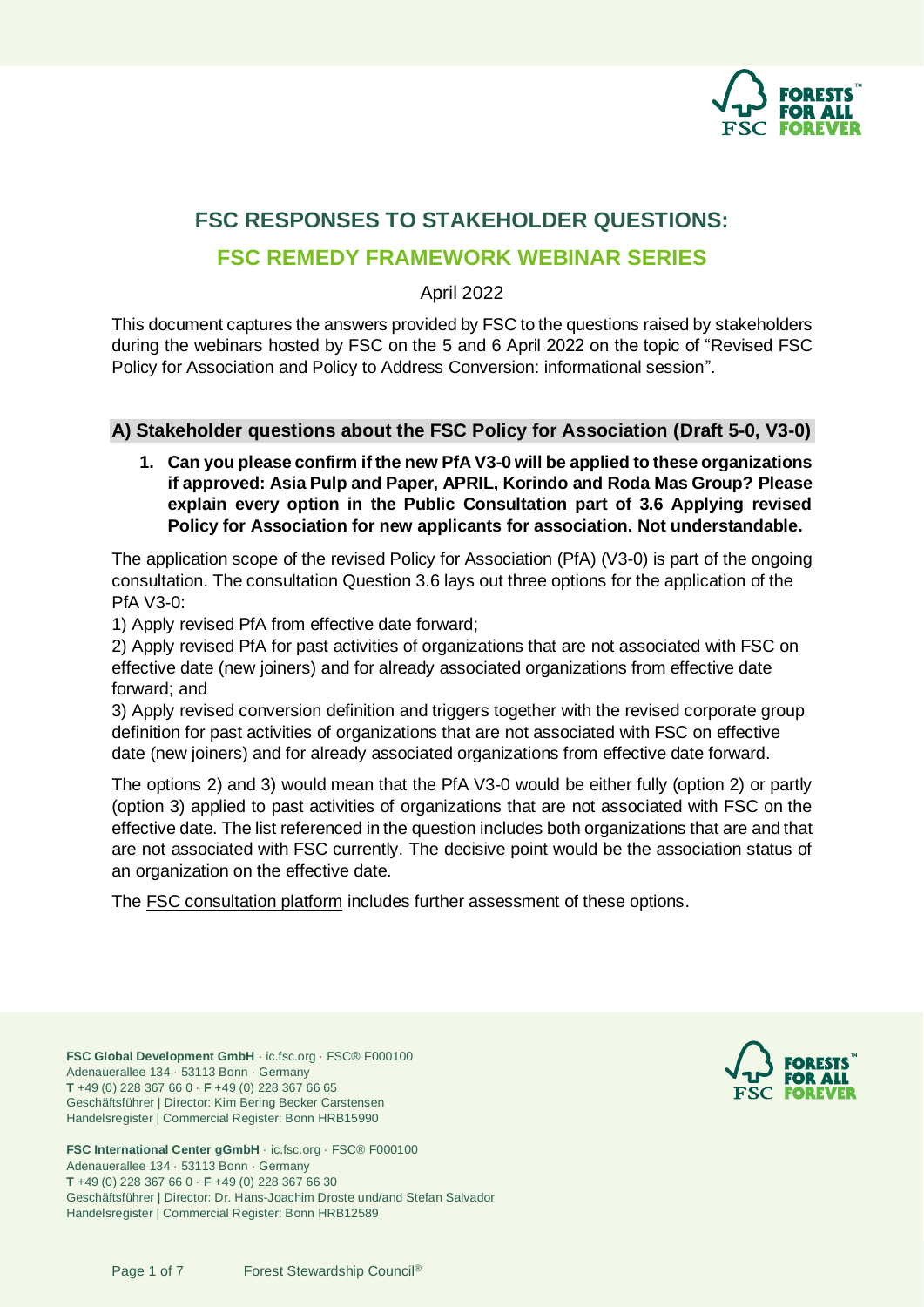# FSC RESPONSES TO STAKEHOLDER QUESTIONS:

## FSC REMEDY FRAMEWORK WEBINAR SERIES

April 2022

This document captures the answers provided by FSC to the questions raised by stakeholders during the webinars hosted by FSC on the 5 and 6 April 2022 on the topic of "Revised FSC Policy for Association and Policy to Address Conversion: informational session".

### A) Stakeholder questions about the FSC Policy for Association (Draft 5-0, V3-0)

1. **Can you please confirm if the new PfA V3-0 will be applied to these organizations if approved: Asia Pulp and Paper, APRIL, Korindo and Roda Mas Group? Please explain every option in the Public Consultation part of 3.6 Applying revised Policy for Association for new applicants for association. Not understandable.**

The application scope of the revised Policy for Association (PfA) (V3-0) is part of the ongoing consultation. The consultation Question 3.6 lays out three options for the application of the PfA V3-0:

1) Apply revised PfA from effective date forward;

2) Apply revised PfA for past activities of organizations that are not associated with FSC on effective date (new joiners) and for already associated organizations from effective date forward; and

3) Apply revised conversion definition and triggers together with the revised corporate group definition for past activities of organizations that are not associated with FSC on effective date (new joiners) and for already associated organizations from effective date forward.

The options 2) and 3) would mean that the PfA V3-0 would be either fully (option 2) or partly (option 3) applied to past activities of organizations that are not associated with FSC on the effective date. The list referenced in the question includes both organizations that are and that are not associated with FSC currently. The decisive point would be the association status of an organization on the effective date.

The FSC consultation platform includes further assessment of these options.

**FSC Global Development GmbH** · ic.fsc.org · FSC® F000100
Adenauerallee 134 · 53113 Bonn · Germany
**T** +49 (0) 228 367 66 0 · **F** +49 (0) 228 367 66 65
Geschäftsführer | Director: Kim Bering Becker Carstensen
Handelsregister | Commercial Register: Bonn HRB15990

**FSC International Center gGmbH** · ic.fsc.org · FSC® F000100
Adenauerallee 134 · 53113 Bonn · Germany
**T** +49 (0) 228 367 66 0 · **F** +49 (0) 228 367 66 30
Geschäftsführer | Director: Dr. Hans-Joachim Droste und/and Stefan Salvador
Handelsregister | Commercial Register: Bonn HRB12589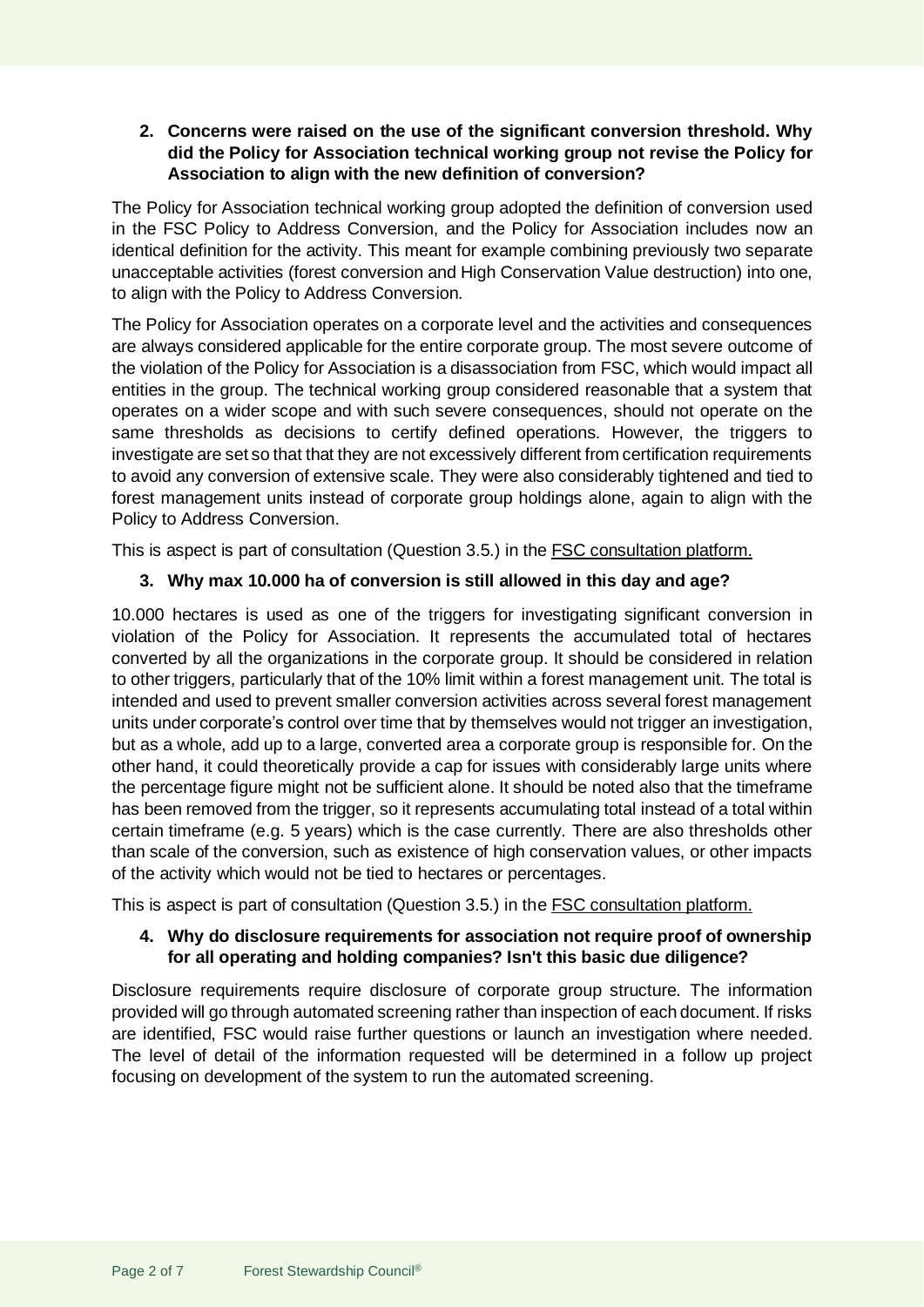**2. Concerns were raised on the use of the significant conversion threshold. Why did the Policy for Association technical working group not revise the Policy for Association to align with the new definition of conversion?**

The Policy for Association technical working group adopted the definition of conversion used in the FSC Policy to Address Conversion, and the Policy for Association includes now an identical definition for the activity. This meant for example combining previously two separate unacceptable activities (forest conversion and High Conservation Value destruction) into one, to align with the Policy to Address Conversion.

The Policy for Association operates on a corporate level and the activities and consequences are always considered applicable for the entire corporate group. The most severe outcome of the violation of the Policy for Association is a disassociation from FSC, which would impact all entities in the group. The technical working group considered reasonable that a system that operates on a wider scope and with such severe consequences, should not operate on the same thresholds as decisions to certify defined operations. However, the triggers to investigate are set so that that they are not excessively different from certification requirements to avoid any conversion of extensive scale. They were also considerably tightened and tied to forest management units instead of corporate group holdings alone, again to align with the Policy to Address Conversion.

This is aspect is part of consultation (Question 3.5.) in the FSC consultation platform.

**3. Why max 10.000 ha of conversion is still allowed in this day and age?**

10.000 hectares is used as one of the triggers for investigating significant conversion in violation of the Policy for Association. It represents the accumulated total of hectares converted by all the organizations in the corporate group. It should be considered in relation to other triggers, particularly that of the 10% limit within a forest management unit. The total is intended and used to prevent smaller conversion activities across several forest management units under corporate's control over time that by themselves would not trigger an investigation, but as a whole, add up to a large, converted area a corporate group is responsible for. On the other hand, it could theoretically provide a cap for issues with considerably large units where the percentage figure might not be sufficient alone. It should be noted also that the timeframe has been removed from the trigger, so it represents accumulating total instead of a total within certain timeframe (e.g. 5 years) which is the case currently. There are also thresholds other than scale of the conversion, such as existence of high conservation values, or other impacts of the activity which would not be tied to hectares or percentages.

This is aspect is part of consultation (Question 3.5.) in the FSC consultation platform.

**4. Why do disclosure requirements for association not require proof of ownership for all operating and holding companies? Isn't this basic due diligence?**

Disclosure requirements require disclosure of corporate group structure. The information provided will go through automated screening rather than inspection of each document. If risks are identified, FSC would raise further questions or launch an investigation where needed. The level of detail of the information requested will be determined in a follow up project focusing on development of the system to run the automated screening.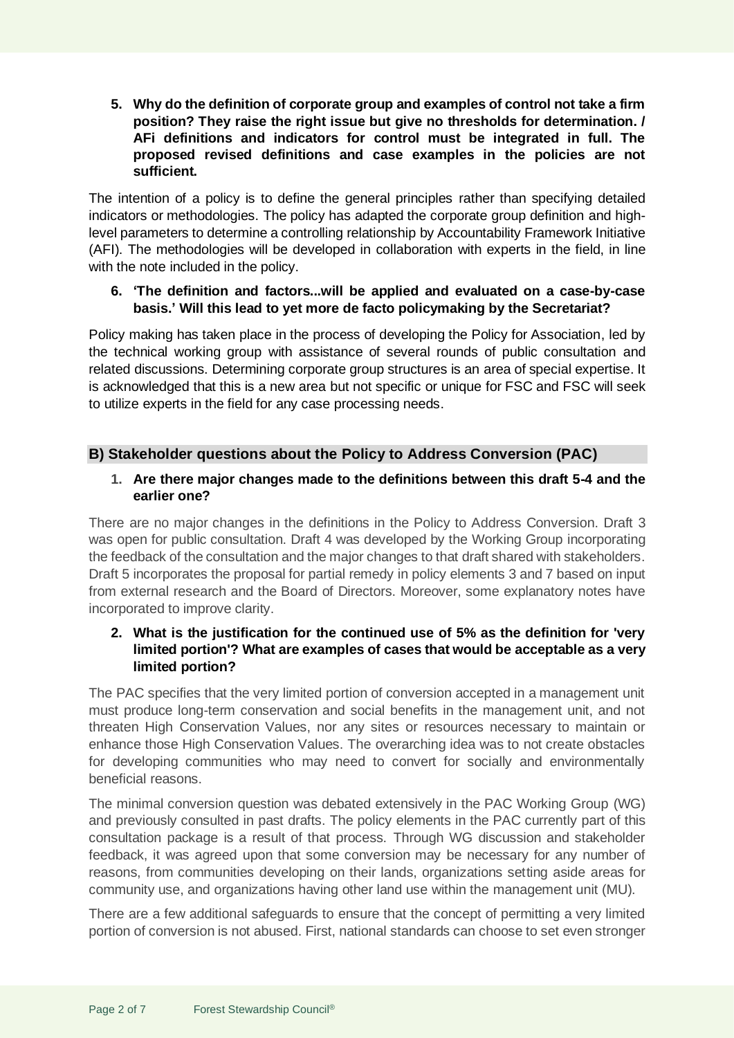**5. Why do the definition of corporate group and examples of control not take a firm position? They raise the right issue but give no thresholds for determination. / AFi definitions and indicators for control must be integrated in full. The proposed revised definitions and case examples in the policies are not sufficient.**

The intention of a policy is to define the general principles rather than specifying detailed indicators or methodologies. The policy has adapted the corporate group definition and high-level parameters to determine a controlling relationship by Accountability Framework Initiative (AFI). The methodologies will be developed in collaboration with experts in the field, in line with the note included in the policy.

**6. 'The definition and factors...will be applied and evaluated on a case-by-case basis.' Will this lead to yet more de facto policymaking by the Secretariat?**

Policy making has taken place in the process of developing the Policy for Association, led by the technical working group with assistance of several rounds of public consultation and related discussions. Determining corporate group structures is an area of special expertise. It is acknowledged that this is a new area but not specific or unique for FSC and FSC will seek to utilize experts in the field for any case processing needs.

## B) Stakeholder questions about the Policy to Address Conversion (PAC)

**1. Are there major changes made to the definitions between this draft 5-4 and the earlier one?**

There are no major changes in the definitions in the Policy to Address Conversion. Draft 3 was open for public consultation. Draft 4 was developed by the Working Group incorporating the feedback of the consultation and the major changes to that draft shared with stakeholders. Draft 5 incorporates the proposal for partial remedy in policy elements 3 and 7 based on input from external research and the Board of Directors. Moreover, some explanatory notes have incorporated to improve clarity.

**2. What is the justification for the continued use of 5% as the definition for 'very limited portion'? What are examples of cases that would be acceptable as a very limited portion?**

The PAC specifies that the very limited portion of conversion accepted in a management unit must produce long-term conservation and social benefits in the management unit, and not threaten High Conservation Values, nor any sites or resources necessary to maintain or enhance those High Conservation Values. The overarching idea was to not create obstacles for developing communities who may need to convert for socially and environmentally beneficial reasons.

The minimal conversion question was debated extensively in the PAC Working Group (WG) and previously consulted in past drafts. The policy elements in the PAC currently part of this consultation package is a result of that process. Through WG discussion and stakeholder feedback, it was agreed upon that some conversion may be necessary for any number of reasons, from communities developing on their lands, organizations setting aside areas for community use, and organizations having other land use within the management unit (MU).

There are a few additional safeguards to ensure that the concept of permitting a very limited portion of conversion is not abused. First, national standards can choose to set even stronger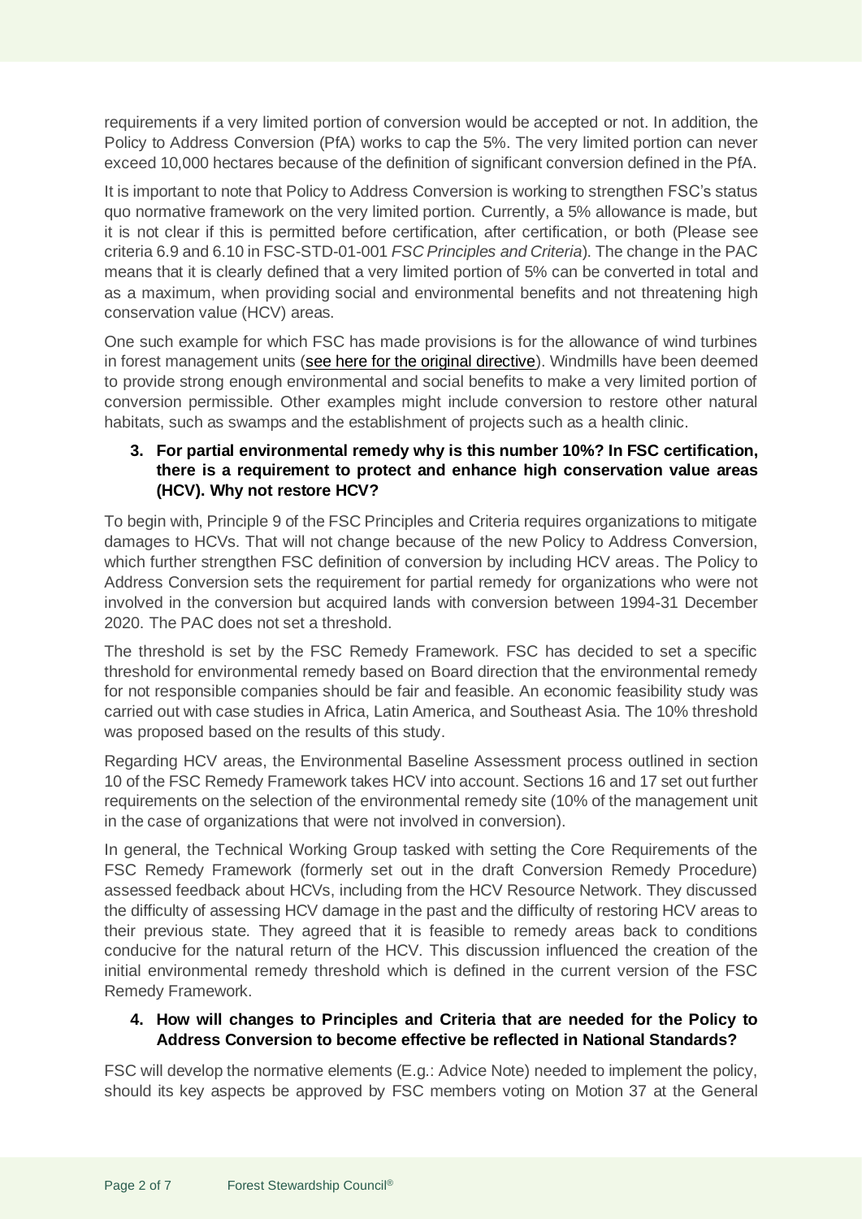requirements if a very limited portion of conversion would be accepted or not. In addition, the Policy to Address Conversion (PfA) works to cap the 5%. The very limited portion can never exceed 10,000 hectares because of the definition of significant conversion defined in the PfA.

It is important to note that Policy to Address Conversion is working to strengthen FSC's status quo normative framework on the very limited portion. Currently, a 5% allowance is made, but it is not clear if this is permitted before certification, after certification, or both (Please see criteria 6.9 and 6.10 in FSC-STD-01-001 *FSC Principles and Criteria*). The change in the PAC means that it is clearly defined that a very limited portion of 5% can be converted in total and as a maximum, when providing social and environmental benefits and not threatening high conservation value (HCV) areas.

One such example for which FSC has made provisions is for the allowance of wind turbines in forest management units (see here for the original directive). Windmills have been deemed to provide strong enough environmental and social benefits to make a very limited portion of conversion permissible. Other examples might include conversion to restore other natural habitats, such as swamps and the establishment of projects such as a health clinic.

**3. For partial environmental remedy why is this number 10%? In FSC certification, there is a requirement to protect and enhance high conservation value areas (HCV). Why not restore HCV?**

To begin with, Principle 9 of the FSC Principles and Criteria requires organizations to mitigate damages to HCVs. That will not change because of the new Policy to Address Conversion, which further strengthen FSC definition of conversion by including HCV areas. The Policy to Address Conversion sets the requirement for partial remedy for organizations who were not involved in the conversion but acquired lands with conversion between 1994-31 December 2020. The PAC does not set a threshold.

The threshold is set by the FSC Remedy Framework. FSC has decided to set a specific threshold for environmental remedy based on Board direction that the environmental remedy for not responsible companies should be fair and feasible. An economic feasibility study was carried out with case studies in Africa, Latin America, and Southeast Asia. The 10% threshold was proposed based on the results of this study.

Regarding HCV areas, the Environmental Baseline Assessment process outlined in section 10 of the FSC Remedy Framework takes HCV into account. Sections 16 and 17 set out further requirements on the selection of the environmental remedy site (10% of the management unit in the case of organizations that were not involved in conversion).

In general, the Technical Working Group tasked with setting the Core Requirements of the FSC Remedy Framework (formerly set out in the draft Conversion Remedy Procedure) assessed feedback about HCVs, including from the HCV Resource Network. They discussed the difficulty of assessing HCV damage in the past and the difficulty of restoring HCV areas to their previous state. They agreed that it is feasible to remedy areas back to conditions conducive for the natural return of the HCV. This discussion influenced the creation of the initial environmental remedy threshold which is defined in the current version of the FSC Remedy Framework.

**4. How will changes to Principles and Criteria that are needed for the Policy to Address Conversion to become effective be reflected in National Standards?**

FSC will develop the normative elements (E.g.: Advice Note) needed to implement the policy, should its key aspects be approved by FSC members voting on Motion 37 at the General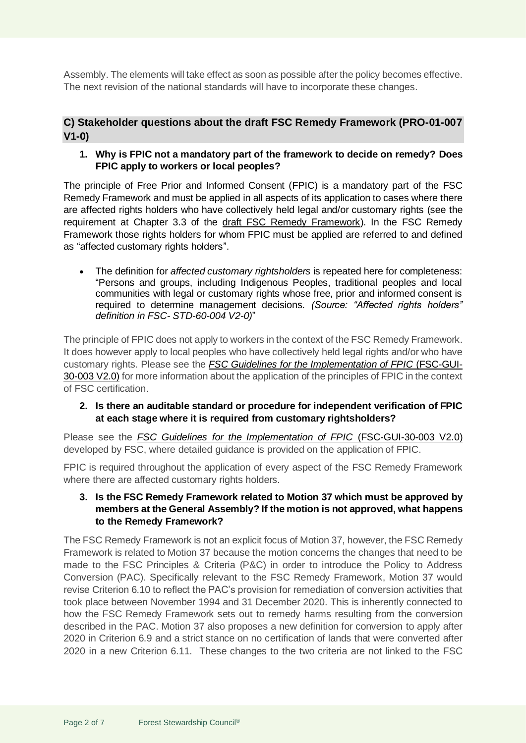Assembly. The elements will take effect as soon as possible after the policy becomes effective. The next revision of the national standards will have to incorporate these changes.

## C) Stakeholder questions about the draft FSC Remedy Framework (PRO-01-007 V1-0)

### 1. Why is FPIC not a mandatory part of the framework to decide on remedy? Does FPIC apply to workers or local peoples?

The principle of Free Prior and Informed Consent (FPIC) is a mandatory part of the FSC Remedy Framework and must be applied in all aspects of its application to cases where there are affected rights holders who have collectively held legal and/or customary rights (see the requirement at Chapter 3.3 of the draft FSC Remedy Framework). In the FSC Remedy Framework those rights holders for whom FPIC must be applied are referred to and defined as "affected customary rights holders".

- The definition for *affected customary rightsholders* is repeated here for completeness: "Persons and groups, including Indigenous Peoples, traditional peoples and local communities with legal or customary rights whose free, prior and informed consent is required to determine management decisions. *(Source: "Affected rights holders" definition in FSC- STD-60-004 V2-0)*"

The principle of FPIC does not apply to workers in the context of the FSC Remedy Framework. It does however apply to local peoples who have collectively held legal rights and/or who have customary rights. Please see the *FSC Guidelines for the Implementation of FPIC* (FSC-GUI-30-003 V2.0) for more information about the application of the principles of FPIC in the context of FSC certification.

### 2. Is there an auditable standard or procedure for independent verification of FPIC at each stage where it is required from customary rightsholders?

Please see the *FSC Guidelines for the Implementation of FPIC* (FSC-GUI-30-003 V2.0) developed by FSC, where detailed guidance is provided on the application of FPIC.

FPIC is required throughout the application of every aspect of the FSC Remedy Framework where there are affected customary rights holders.

### 3. Is the FSC Remedy Framework related to Motion 37 which must be approved by members at the General Assembly? If the motion is not approved, what happens to the Remedy Framework?

The FSC Remedy Framework is not an explicit focus of Motion 37, however, the FSC Remedy Framework is related to Motion 37 because the motion concerns the changes that need to be made to the FSC Principles & Criteria (P&C) in order to introduce the Policy to Address Conversion (PAC). Specifically relevant to the FSC Remedy Framework, Motion 37 would revise Criterion 6.10 to reflect the PAC's provision for remediation of conversion activities that took place between November 1994 and 31 December 2020. This is inherently connected to how the FSC Remedy Framework sets out to remedy harms resulting from the conversion described in the PAC. Motion 37 also proposes a new definition for conversion to apply after 2020 in Criterion 6.9 and a strict stance on no certification of lands that were converted after 2020 in a new Criterion 6.11. These changes to the two criteria are not linked to the FSC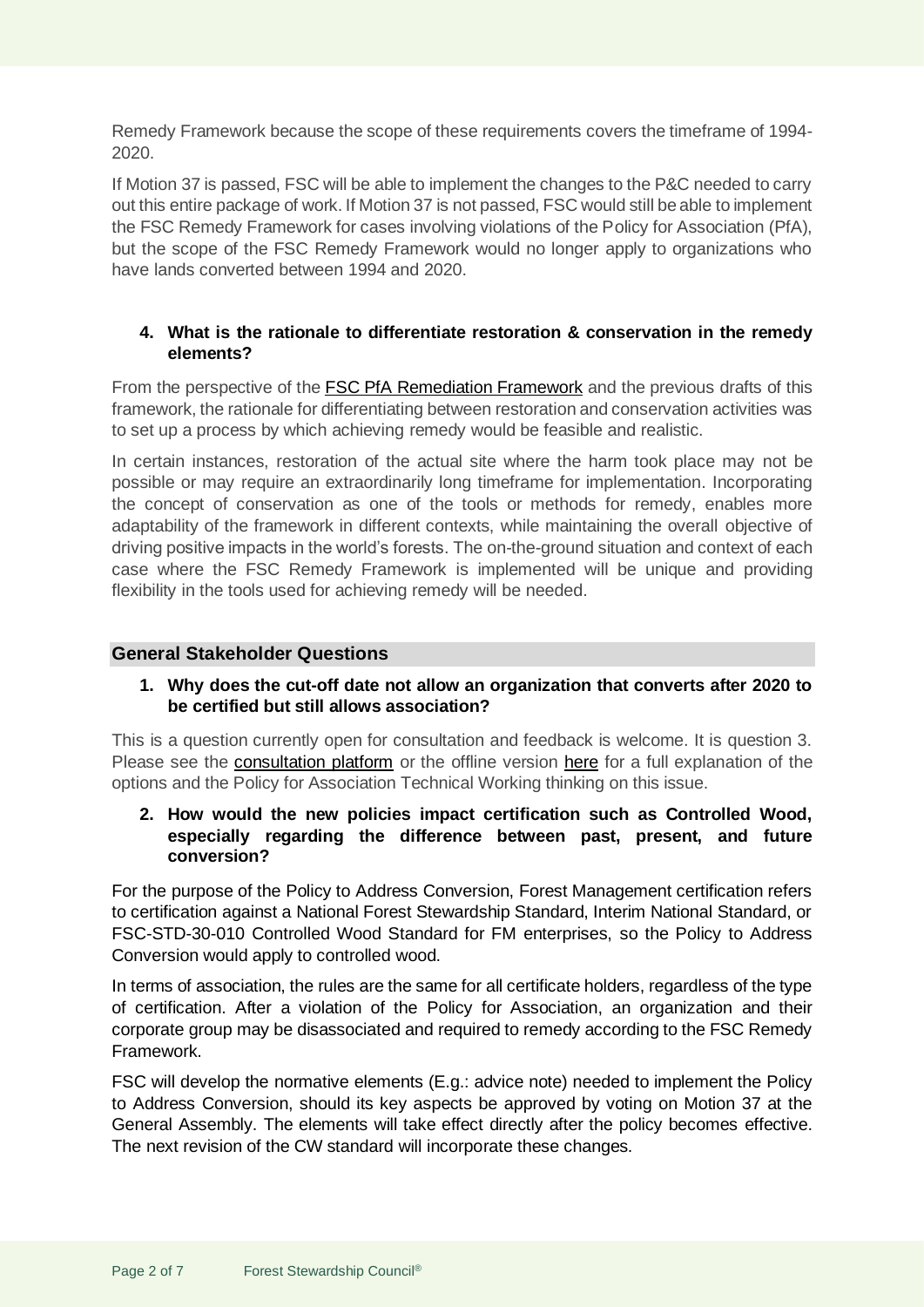Remedy Framework because the scope of these requirements covers the timeframe of 1994-2020.

If Motion 37 is passed, FSC will be able to implement the changes to the P&C needed to carry out this entire package of work. If Motion 37 is not passed, FSC would still be able to implement the FSC Remedy Framework for cases involving violations of the Policy for Association (PfA), but the scope of the FSC Remedy Framework would no longer apply to organizations who have lands converted between 1994 and 2020.

**4. What is the rationale to differentiate restoration & conservation in the remedy elements?**

From the perspective of the FSC PfA Remediation Framework and the previous drafts of this framework, the rationale for differentiating between restoration and conservation activities was to set up a process by which achieving remedy would be feasible and realistic.

In certain instances, restoration of the actual site where the harm took place may not be possible or may require an extraordinarily long timeframe for implementation. Incorporating the concept of conservation as one of the tools or methods for remedy, enables more adaptability of the framework in different contexts, while maintaining the overall objective of driving positive impacts in the world's forests. The on-the-ground situation and context of each case where the FSC Remedy Framework is implemented will be unique and providing flexibility in the tools used for achieving remedy will be needed.

## General Stakeholder Questions

**1. Why does the cut-off date not allow an organization that converts after 2020 to be certified but still allows association?**

This is a question currently open for consultation and feedback is welcome. It is question 3. Please see the consultation platform or the offline version here for a full explanation of the options and the Policy for Association Technical Working thinking on this issue.

**2. How would the new policies impact certification such as Controlled Wood, especially regarding the difference between past, present, and future conversion?**

For the purpose of the Policy to Address Conversion, Forest Management certification refers to certification against a National Forest Stewardship Standard, Interim National Standard, or FSC-STD-30-010 Controlled Wood Standard for FM enterprises, so the Policy to Address Conversion would apply to controlled wood.

In terms of association, the rules are the same for all certificate holders, regardless of the type of certification. After a violation of the Policy for Association, an organization and their corporate group may be disassociated and required to remedy according to the FSC Remedy Framework.

FSC will develop the normative elements (E.g.: advice note) needed to implement the Policy to Address Conversion, should its key aspects be approved by voting on Motion 37 at the General Assembly. The elements will take effect directly after the policy becomes effective. The next revision of the CW standard will incorporate these changes.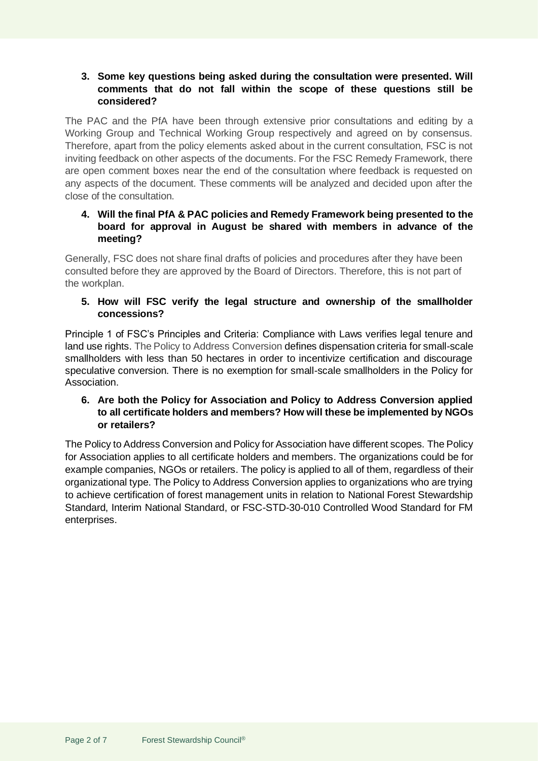**3. Some key questions being asked during the consultation were presented. Will comments that do not fall within the scope of these questions still be considered?**

The PAC and the PfA have been through extensive prior consultations and editing by a Working Group and Technical Working Group respectively and agreed on by consensus. Therefore, apart from the policy elements asked about in the current consultation, FSC is not inviting feedback on other aspects of the documents. For the FSC Remedy Framework, there are open comment boxes near the end of the consultation where feedback is requested on any aspects of the document. These comments will be analyzed and decided upon after the close of the consultation.

**4. Will the final PfA & PAC policies and Remedy Framework being presented to the board for approval in August be shared with members in advance of the meeting?**

Generally, FSC does not share final drafts of policies and procedures after they have been consulted before they are approved by the Board of Directors. Therefore, this is not part of the workplan.

**5. How will FSC verify the legal structure and ownership of the smallholder concessions?**

Principle 1 of FSC's Principles and Criteria: Compliance with Laws verifies legal tenure and land use rights. The Policy to Address Conversion defines dispensation criteria for small-scale smallholders with less than 50 hectares in order to incentivize certification and discourage speculative conversion. There is no exemption for small-scale smallholders in the Policy for Association.

**6. Are both the Policy for Association and Policy to Address Conversion applied to all certificate holders and members? How will these be implemented by NGOs or retailers?**

The Policy to Address Conversion and Policy for Association have different scopes. The Policy for Association applies to all certificate holders and members. The organizations could be for example companies, NGOs or retailers. The policy is applied to all of them, regardless of their organizational type. The Policy to Address Conversion applies to organizations who are trying to achieve certification of forest management units in relation to National Forest Stewardship Standard, Interim National Standard, or FSC-STD-30-010 Controlled Wood Standard for FM enterprises.